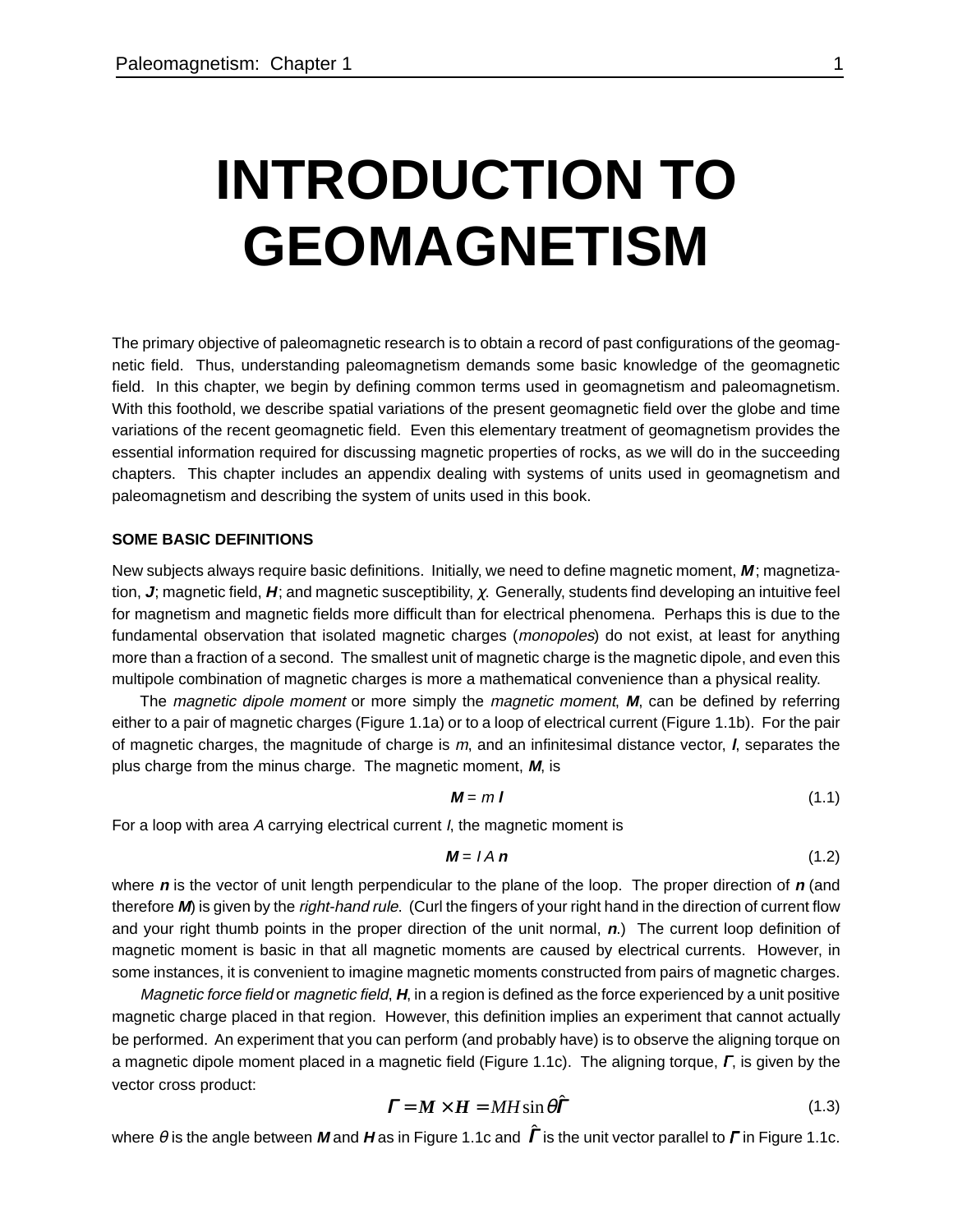# INTRODUCTION TO GEOMAGNETISM

The primary objective of paleomagnetic research is to obtain a record of past configurations of the geomagnetic field. Thus, understanding paleomagnetism demands some basic knowledge of the geomagnetic field. In this chapter, we begin by defining common terms used in geomagnetism and paleomagnetism. With this foothold, we describe spatial variations of the present geomagnetic field over the globe and time variations of the recent geomagnetic field. Even this elementary treatment of geomagnetism provides the essential information required for discussing magnetic properties of rocks, as we will do in the succeeding chapters. This chapter includes an appendix dealing with systems of units used in geomagnetism and paleomagnetism and describing the system of units used in this book.

## SOME BASIC DEFINITIONS

New subjects always require basic definitions. Initially, we need to define magnetic moment, $\boldsymbol{M}$; magnetization, $\boldsymbol{J}$; magnetic field, $\boldsymbol{H}$; and magnetic susceptibility, $\chi$. Generally, students find developing an intuitive feel for magnetism and magnetic fields more difficult than for electrical phenomena. Perhaps this is due to the fundamental observation that isolated magnetic charges (*monopoles*) do not exist, at least for anything more than a fraction of a second. The smallest unit of magnetic charge is the magnetic dipole, and even this multipole combination of magnetic charges is more a mathematical convenience than a physical reality.

The *magnetic dipole moment* or more simply the *magnetic moment*, $\boldsymbol{M}$, can be defined by referring either to a pair of magnetic charges (Figure 1.1a) or to a loop of electrical current (Figure 1.1b). For the pair of magnetic charges, the magnitude of charge is $m$, and an infinitesimal distance vector, $\boldsymbol{l}$, separates the plus charge from the minus charge. The magnetic moment, $\boldsymbol{M}$, is

$$\boldsymbol{M} = m\,\boldsymbol{l} \tag{1.1}$$

For a loop with area $A$ carrying electrical current $I$, the magnetic moment is

$$\boldsymbol{M} = I\,A\,\boldsymbol{n} \tag{1.2}$$

where $\boldsymbol{n}$ is the vector of unit length perpendicular to the plane of the loop. The proper direction of $\boldsymbol{n}$ (and therefore $\boldsymbol{M}$) is given by the *right-hand rule*. (Curl the fingers of your right hand in the direction of current flow and your right thumb points in the proper direction of the unit normal, $\boldsymbol{n}$.) The current loop definition of magnetic moment is basic in that all magnetic moments are caused by electrical currents. However, in some instances, it is convenient to imagine magnetic moments constructed from pairs of magnetic charges.

*Magnetic force field* or *magnetic field*, $\boldsymbol{H}$, in a region is defined as the force experienced by a unit positive magnetic charge placed in that region. However, this definition implies an experiment that cannot actually be performed. An experiment that you can perform (and probably have) is to observe the aligning torque on a magnetic dipole moment placed in a magnetic field (Figure 1.1c). The aligning torque, $\boldsymbol{\Gamma}$, is given by the vector cross product:

$$\boldsymbol{\Gamma} = \boldsymbol{M} \times \boldsymbol{H} = MH\sin\theta\,\hat{\boldsymbol{\Gamma}} \tag{1.3}$$

where $\theta$ is the angle between $\boldsymbol{M}$ and $\boldsymbol{H}$ as in Figure 1.1c and $\hat{\boldsymbol{\Gamma}}$ is the unit vector parallel to $\boldsymbol{\Gamma}$ in Figure 1.1c.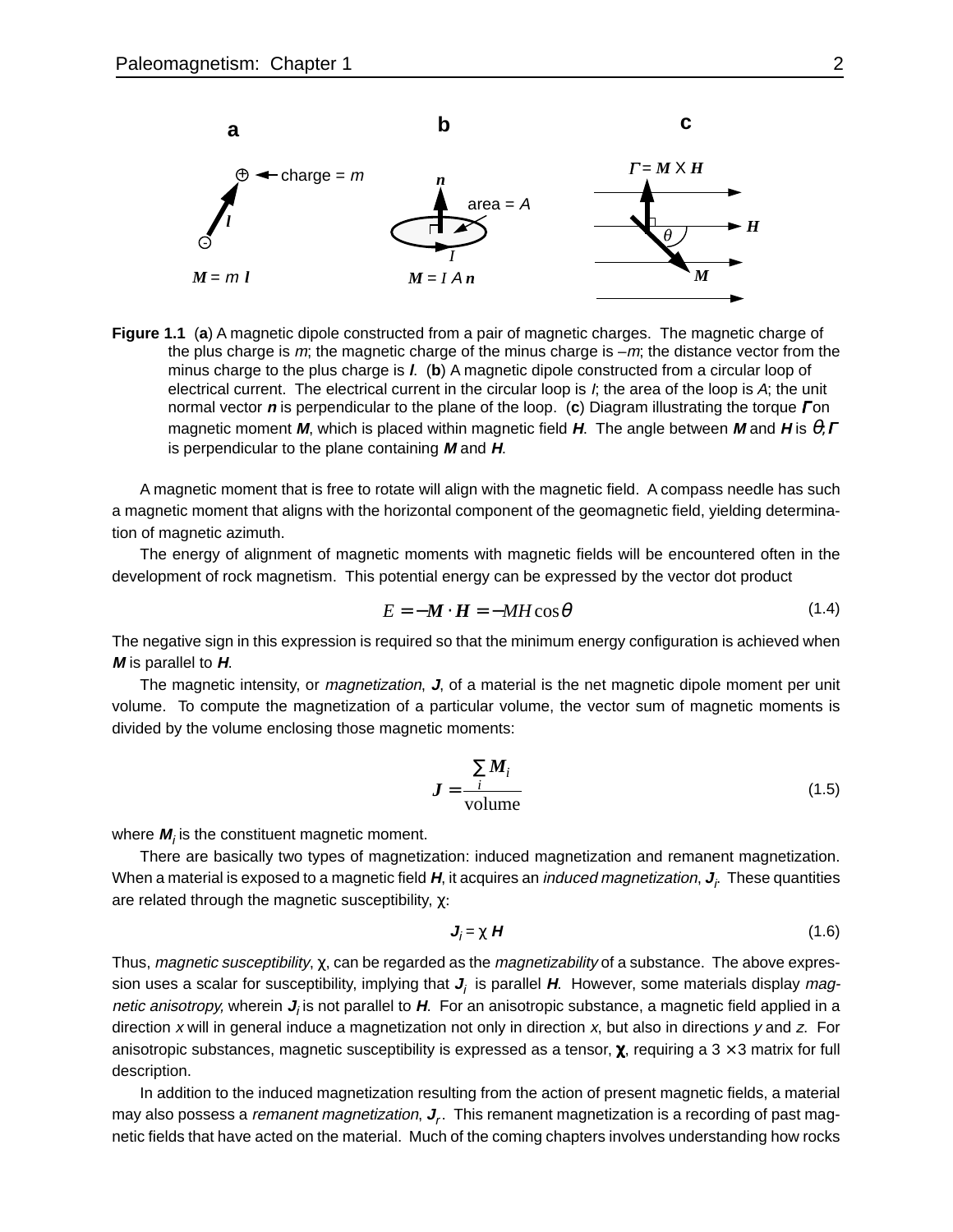**Figure 1.1** (**a**) A magnetic dipole constructed from a pair of magnetic charges. The magnetic charge of the plus charge is $m$; the magnetic charge of the minus charge is $-m$; the distance vector from the minus charge to the plus charge is $\boldsymbol{l}$. (**b**) A magnetic dipole constructed from a circular loop of electrical current. The electrical current in the circular loop is $I$; the area of the loop is $A$; the unit normal vector $\boldsymbol{n}$ is perpendicular to the plane of the loop. (**c**) Diagram illustrating the torque $\boldsymbol{\Gamma}$ on magnetic moment $\boldsymbol{M}$, which is placed within magnetic field $\boldsymbol{H}$. The angle between $\boldsymbol{M}$ and $\boldsymbol{H}$ is $\theta$; $\boldsymbol{\Gamma}$ is perpendicular to the plane containing $\boldsymbol{M}$ and $\boldsymbol{H}$.

A magnetic moment that is free to rotate will align with the magnetic field. A compass needle has such a magnetic moment that aligns with the horizontal component of the geomagnetic field, yielding determination of magnetic azimuth.

The energy of alignment of magnetic moments with magnetic fields will be encountered often in the development of rock magnetism. This potential energy can be expressed by the vector dot product

$$E = -\boldsymbol{M} \cdot \boldsymbol{H} = -MH\cos\theta \tag{1.4}$$

The negative sign in this expression is required so that the minimum energy configuration is achieved when $\boldsymbol{M}$ is parallel to $\boldsymbol{H}$.

The magnetic intensity, or *magnetization*, $\boldsymbol{J}$, of a material is the net magnetic dipole moment per unit volume. To compute the magnetization of a particular volume, the vector sum of magnetic moments is divided by the volume enclosing those magnetic moments:

$$\boldsymbol{J} = \frac{\sum_i \boldsymbol{M}_i}{\text{volume}} \tag{1.5}$$

where $\boldsymbol{M}_i$ is the constituent magnetic moment.

There are basically two types of magnetization: induced magnetization and remanent magnetization. When a material is exposed to a magnetic field $\boldsymbol{H}$, it acquires an *induced magnetization*, $\boldsymbol{J}_i$. These quantities are related through the magnetic susceptibility, $\chi$:

$$\boldsymbol{J}_i = \chi \boldsymbol{H} \tag{1.6}$$

Thus, *magnetic susceptibility*, $\chi$, can be regarded as the *magnetizability* of a substance. The above expression uses a scalar for susceptibility, implying that $\boldsymbol{J}_i$ is parallel $\boldsymbol{H}$. However, some materials display *magnetic anisotropy,* wherein $\boldsymbol{J}_i$ is not parallel to $\boldsymbol{H}$. For an anisotropic substance, a magnetic field applied in a direction $x$ will in general induce a magnetization not only in direction $x$, but also in directions $y$ and $z$. For anisotropic substances, magnetic susceptibility is expressed as a tensor, $\boldsymbol{\chi}$, requiring a $3 \times 3$ matrix for full description.

In addition to the induced magnetization resulting from the action of present magnetic fields, a material may also possess a *remanent magnetization*, $\boldsymbol{J}_r$. This remanent magnetization is a recording of past magnetic fields that have acted on the material. Much of the coming chapters involves understanding how rocks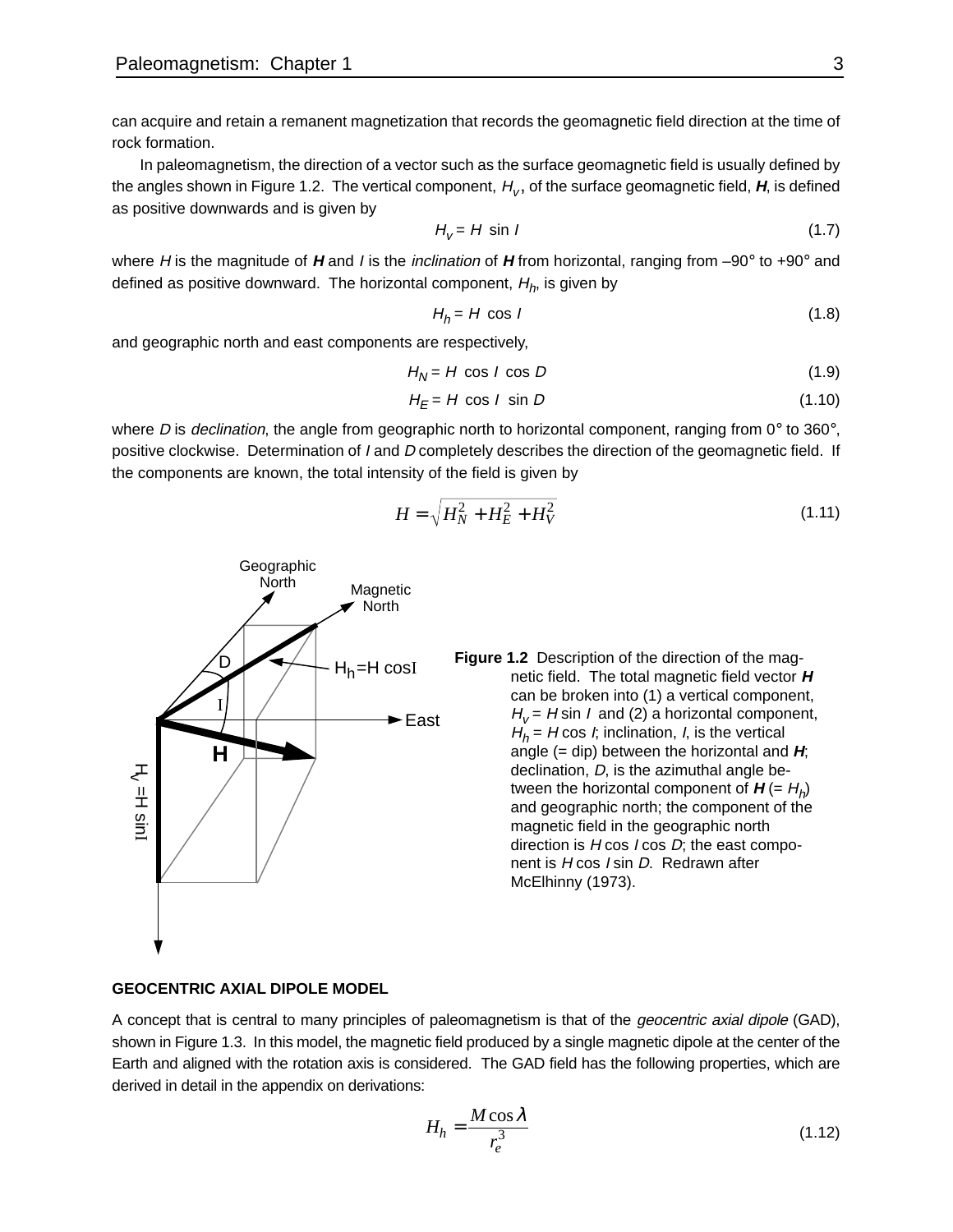can acquire and retain a remanent magnetization that records the geomagnetic field direction at the time of rock formation.

In paleomagnetism, the direction of a vector such as the surface geomagnetic field is usually defined by the angles shown in Figure 1.2. The vertical component, $H_v$, of the surface geomagnetic field, ***H***, is defined as positive downwards and is given by

$$H_v = H \sin I \tag{1.7}$$

where $H$ is the magnitude of ***H*** and $I$ is the *inclination* of ***H*** from horizontal, ranging from –90° to +90° and defined as positive downward. The horizontal component, $H_h$, is given by

$$H_h = H \cos I \tag{1.8}$$

and geographic north and east components are respectively,

$$H_N = H \cos I \cos D \tag{1.9}$$

$$H_E = H \cos I \sin D \tag{1.10}$$

where $D$ is *declination*, the angle from geographic north to horizontal component, ranging from 0° to 360°, positive clockwise. Determination of $I$ and $D$ completely describes the direction of the geomagnetic field. If the components are known, the total intensity of the field is given by

$$H = \sqrt{H_N^2 + H_E^2 + H_V^2} \tag{1.11}$$

**Figure 1.2** Description of the direction of the magnetic field. The total magnetic field vector ***H*** can be broken into (1) a vertical component, $H_v = H \sin I$ and (2) a horizontal component, $H_h = H \cos I$; inclination, $I$, is the vertical angle (= dip) between the horizontal and ***H***; declination, $D$, is the azimuthal angle between the horizontal component of ***H*** (= $H_h$) and geographic north; the component of the magnetic field in the geographic north direction is $H \cos I \cos D$; the east component is $H \cos I \sin D$. Redrawn after McElhinny (1973).

**GEOCENTRIC AXIAL DIPOLE MODEL**

A concept that is central to many principles of paleomagnetism is that of the *geocentric axial dipole* (GAD), shown in Figure 1.3. In this model, the magnetic field produced by a single magnetic dipole at the center of the Earth and aligned with the rotation axis is considered. The GAD field has the following properties, which are derived in detail in the appendix on derivations:

$$H_h = \frac{M \cos \lambda}{r_e^3} \tag{1.12}$$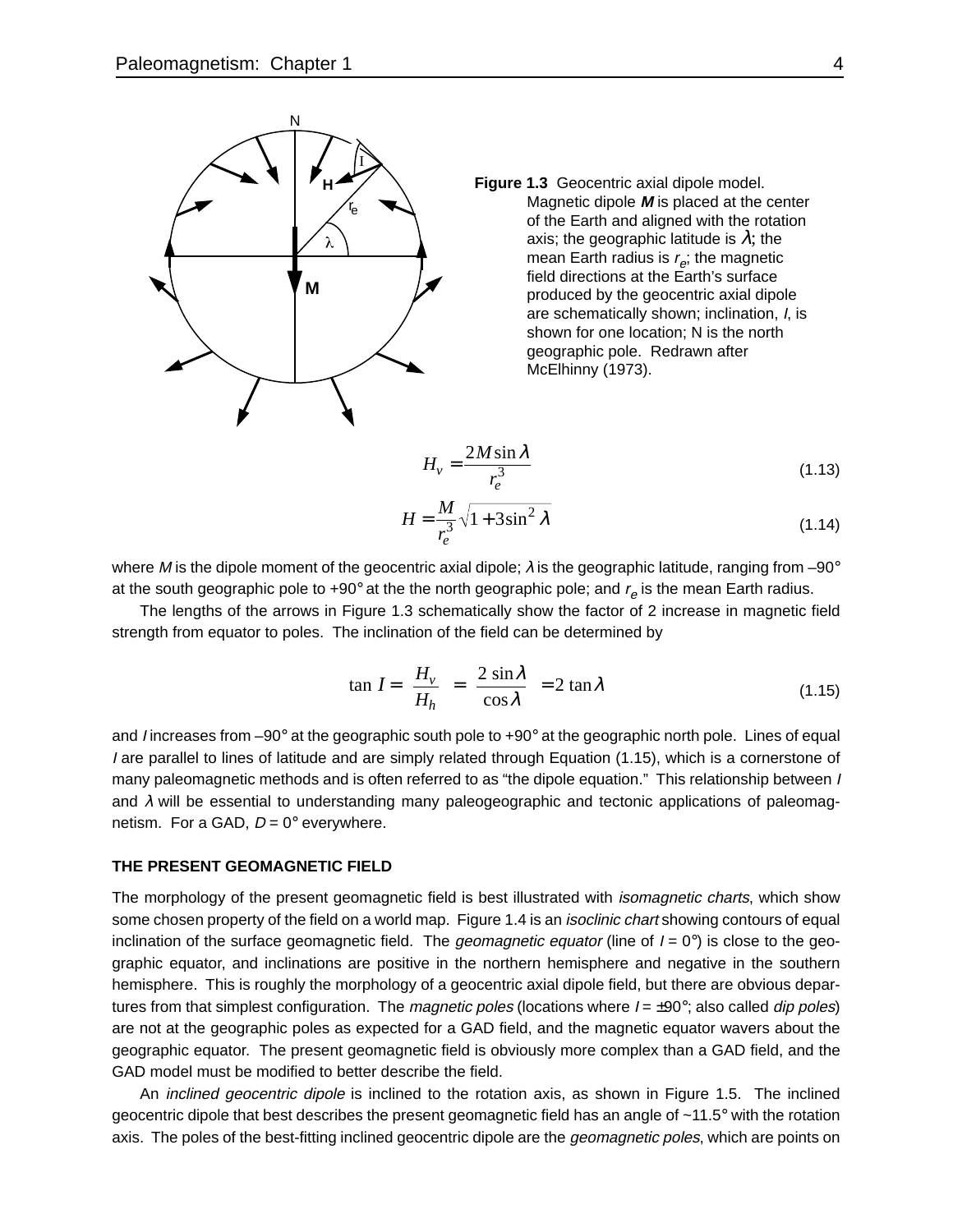**Figure 1.3** Geocentric axial dipole model. Magnetic dipole ***M*** is placed at the center of the Earth and aligned with the rotation axis; the geographic latitude is $\lambda$; the mean Earth radius is $r_e$; the magnetic field directions at the Earth's surface produced by the geocentric axial dipole are schematically shown; inclination, *I*, is shown for one location; N is the north geographic pole. Redrawn after McElhinny (1973).

$$H_v = \frac{2M \sin \lambda}{r_e^3} \tag{1.13}$$

$$H = \frac{M}{r_e^3} \sqrt{1 + 3\sin^2 \lambda} \tag{1.14}$$

where *M* is the dipole moment of the geocentric axial dipole; $\lambda$ is the geographic latitude, ranging from –90° at the south geographic pole to +90° at the the north geographic pole; and $r_e$ is the mean Earth radius.

The lengths of the arrows in Figure 1.3 schematically show the factor of 2 increase in magnetic field strength from equator to poles. The inclination of the field can be determined by

$$\tan I = \frac{H_v}{H_h} = \frac{2 \sin \lambda}{\cos \lambda} = 2 \tan \lambda \tag{1.15}$$

and *I* increases from –90° at the geographic south pole to +90° at the geographic north pole. Lines of equal *I* are parallel to lines of latitude and are simply related through Equation (1.15), which is a cornerstone of many paleomagnetic methods and is often referred to as "the dipole equation." This relationship between *I* and $\lambda$ will be essential to understanding many paleogeographic and tectonic applications of paleomagnetism. For a GAD, $D = 0°$ everywhere.

### THE PRESENT GEOMAGNETIC FIELD

The morphology of the present geomagnetic field is best illustrated with *isomagnetic charts*, which show some chosen property of the field on a world map. Figure 1.4 is an *isoclinic chart* showing contours of equal inclination of the surface geomagnetic field. The *geomagnetic equator* (line of $I = 0°$) is close to the geographic equator, and inclinations are positive in the northern hemisphere and negative in the southern hemisphere. This is roughly the morphology of a geocentric axial dipole field, but there are obvious departures from that simplest configuration. The *magnetic poles* (locations where $I = \pm 90°$; also called *dip poles*) are not at the geographic poles as expected for a GAD field, and the magnetic equator wavers about the geographic equator. The present geomagnetic field is obviously more complex than a GAD field, and the GAD model must be modified to better describe the field.

An *inclined geocentric dipole* is inclined to the rotation axis, as shown in Figure 1.5. The inclined geocentric dipole that best describes the present geomagnetic field has an angle of ~11.5° with the rotation axis. The poles of the best-fitting inclined geocentric dipole are the *geomagnetic poles*, which are points on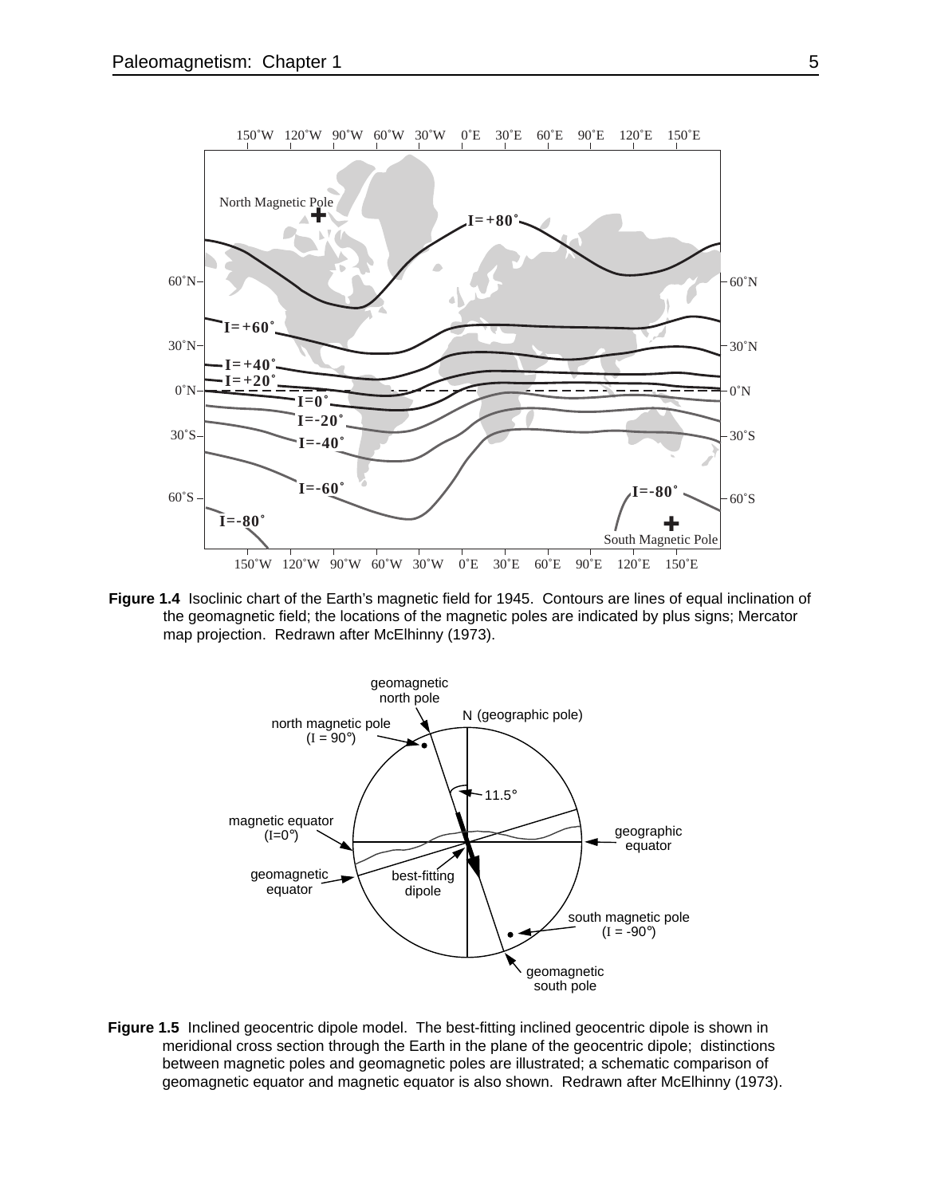**Figure 1.4** Isoclinic chart of the Earth's magnetic field for 1945. Contours are lines of equal inclination of the geomagnetic field; the locations of the magnetic poles are indicated by plus signs; Mercator map projection. Redrawn after McElhinny (1973).

**Figure 1.5** Inclined geocentric dipole model. The best-fitting inclined geocentric dipole is shown in meridional cross section through the Earth in the plane of the geocentric dipole; distinctions between magnetic poles and geomagnetic poles are illustrated; a schematic comparison of geomagnetic equator and magnetic equator is also shown. Redrawn after McElhinny (1973).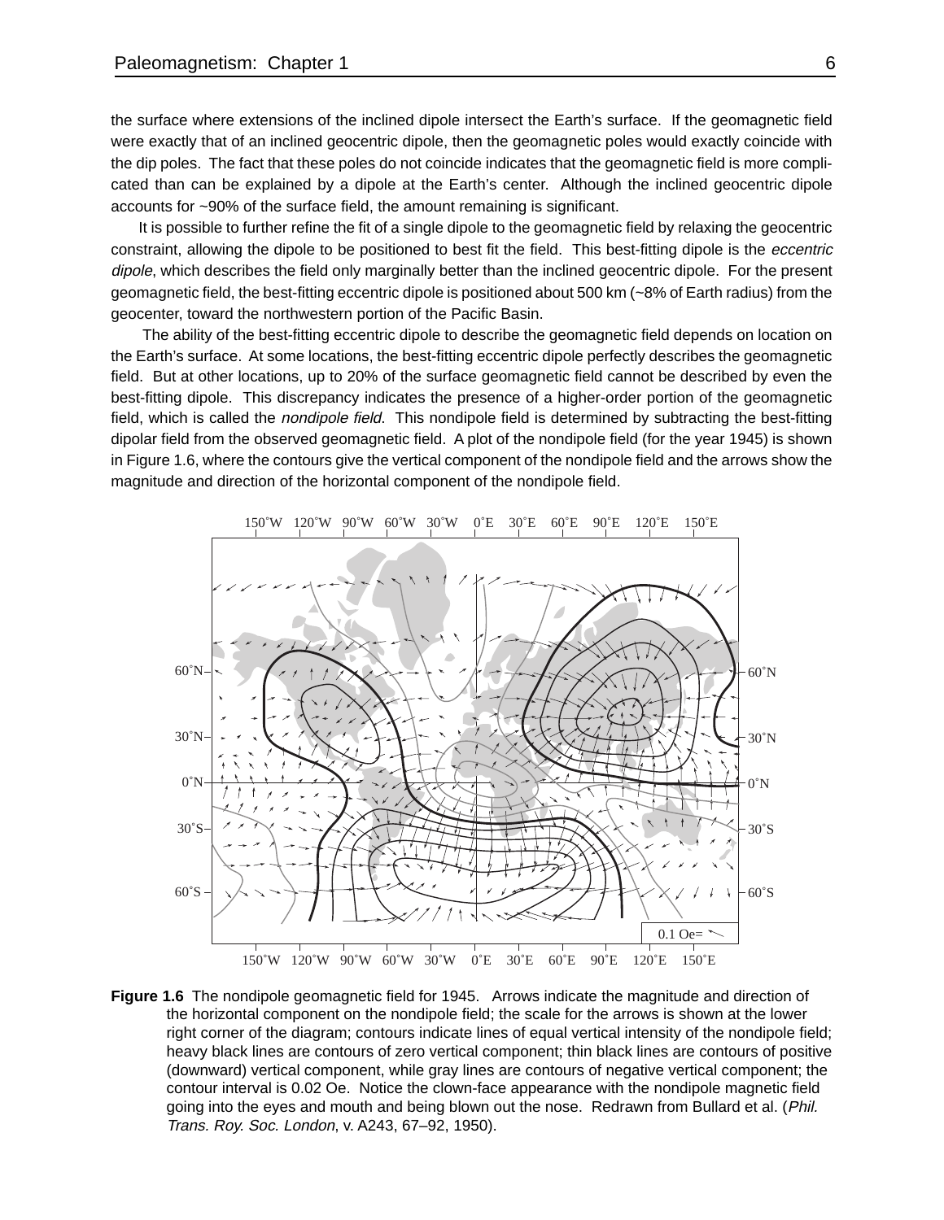the surface where extensions of the inclined dipole intersect the Earth's surface. If the geomagnetic field were exactly that of an inclined geocentric dipole, then the geomagnetic poles would exactly coincide with the dip poles. The fact that these poles do not coincide indicates that the geomagnetic field is more complicated than can be explained by a dipole at the Earth's center. Although the inclined geocentric dipole accounts for ~90% of the surface field, the amount remaining is significant.

It is possible to further refine the fit of a single dipole to the geomagnetic field by relaxing the geocentric constraint, allowing the dipole to be positioned to best fit the field. This best-fitting dipole is the *eccentric dipole*, which describes the field only marginally better than the inclined geocentric dipole. For the present geomagnetic field, the best-fitting eccentric dipole is positioned about 500 km (~8% of Earth radius) from the geocenter, toward the northwestern portion of the Pacific Basin.

The ability of the best-fitting eccentric dipole to describe the geomagnetic field depends on location on the Earth's surface. At some locations, the best-fitting eccentric dipole perfectly describes the geomagnetic field. But at other locations, up to 20% of the surface geomagnetic field cannot be described by even the best-fitting dipole. This discrepancy indicates the presence of a higher-order portion of the geomagnetic field, which is called the *nondipole field*. This nondipole field is determined by subtracting the best-fitting dipolar field from the observed geomagnetic field. A plot of the nondipole field (for the year 1945) is shown in Figure 1.6, where the contours give the vertical component of the nondipole field and the arrows show the magnitude and direction of the horizontal component of the nondipole field.

**Figure 1.6** The nondipole geomagnetic field for 1945. Arrows indicate the magnitude and direction of the horizontal component on the nondipole field; the scale for the arrows is shown at the lower right corner of the diagram; contours indicate lines of equal vertical intensity of the nondipole field; heavy black lines are contours of zero vertical component; thin black lines are contours of positive (downward) vertical component, while gray lines are contours of negative vertical component; the contour interval is 0.02 Oe. Notice the clown-face appearance with the nondipole magnetic field going into the eyes and mouth and being blown out the nose. Redrawn from Bullard et al. (*Phil. Trans. Roy. Soc. London*, v. A243, 67–92, 1950).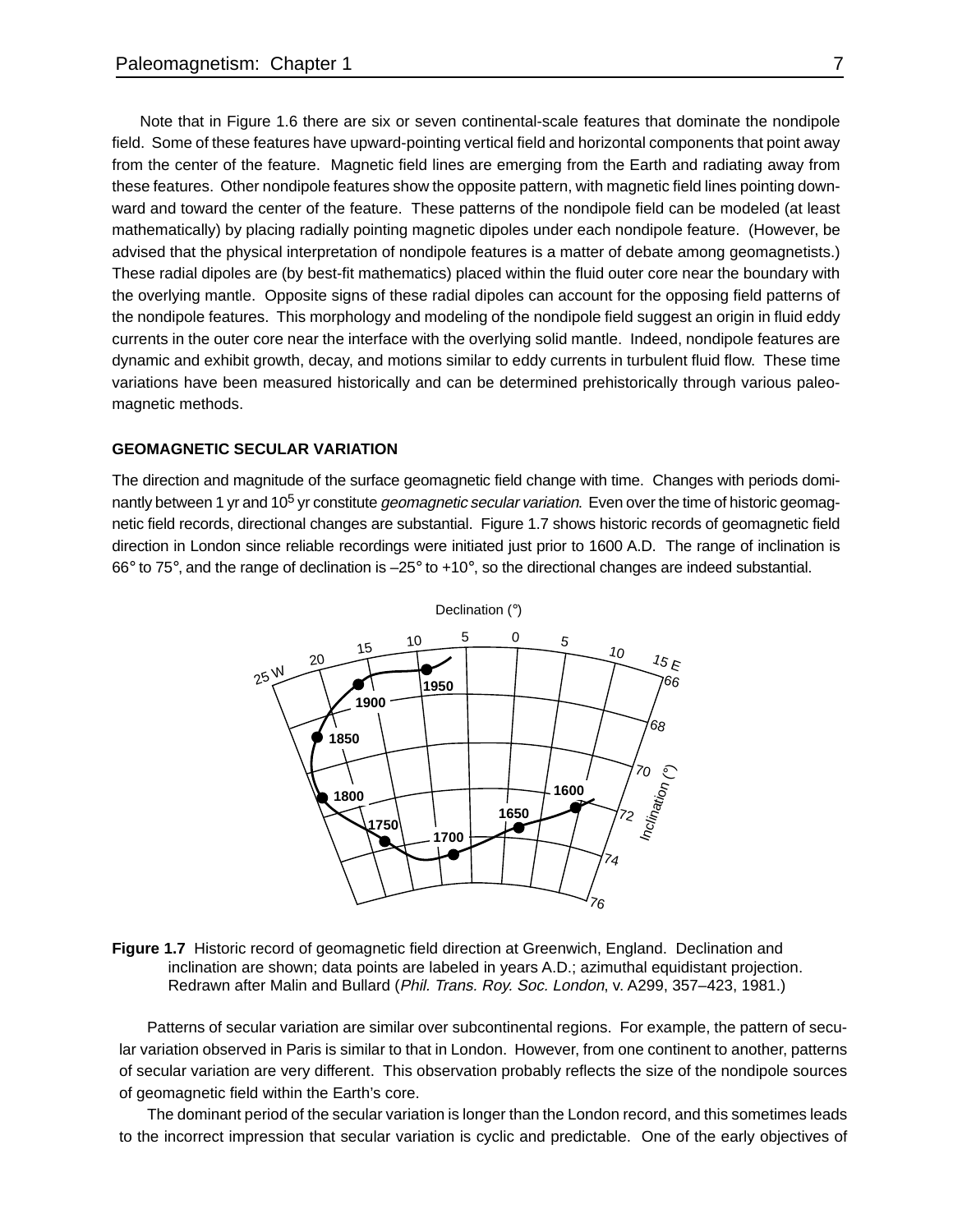Note that in Figure 1.6 there are six or seven continental-scale features that dominate the nondipole field. Some of these features have upward-pointing vertical field and horizontal components that point away from the center of the feature. Magnetic field lines are emerging from the Earth and radiating away from these features. Other nondipole features show the opposite pattern, with magnetic field lines pointing downward and toward the center of the feature. These patterns of the nondipole field can be modeled (at least mathematically) by placing radially pointing magnetic dipoles under each nondipole feature. (However, be advised that the physical interpretation of nondipole features is a matter of debate among geomagnetists.) These radial dipoles are (by best-fit mathematics) placed within the fluid outer core near the boundary with the overlying mantle. Opposite signs of these radial dipoles can account for the opposing field patterns of the nondipole features. This morphology and modeling of the nondipole field suggest an origin in fluid eddy currents in the outer core near the interface with the overlying solid mantle. Indeed, nondipole features are dynamic and exhibit growth, decay, and motions similar to eddy currents in turbulent fluid flow. These time variations have been measured historically and can be determined prehistorically through various paleomagnetic methods.

### GEOMAGNETIC SECULAR VARIATION

The direction and magnitude of the surface geomagnetic field change with time. Changes with periods dominantly between 1 yr and $10^5$ yr constitute *geomagnetic secular variation*. Even over the time of historic geomagnetic field records, directional changes are substantial. Figure 1.7 shows historic records of geomagnetic field direction in London since reliable recordings were initiated just prior to 1600 A.D. The range of inclination is 66° to 75°, and the range of declination is –25° to +10°, so the directional changes are indeed substantial.

**Figure 1.7** Historic record of geomagnetic field direction at Greenwich, England. Declination and inclination are shown; data points are labeled in years A.D.; azimuthal equidistant projection. Redrawn after Malin and Bullard (*Phil. Trans. Roy. Soc. London*, v. A299, 357–423, 1981.)

Patterns of secular variation are similar over subcontinental regions. For example, the pattern of secular variation observed in Paris is similar to that in London. However, from one continent to another, patterns of secular variation are very different. This observation probably reflects the size of the nondipole sources of geomagnetic field within the Earth's core.

The dominant period of the secular variation is longer than the London record, and this sometimes leads to the incorrect impression that secular variation is cyclic and predictable. One of the early objectives of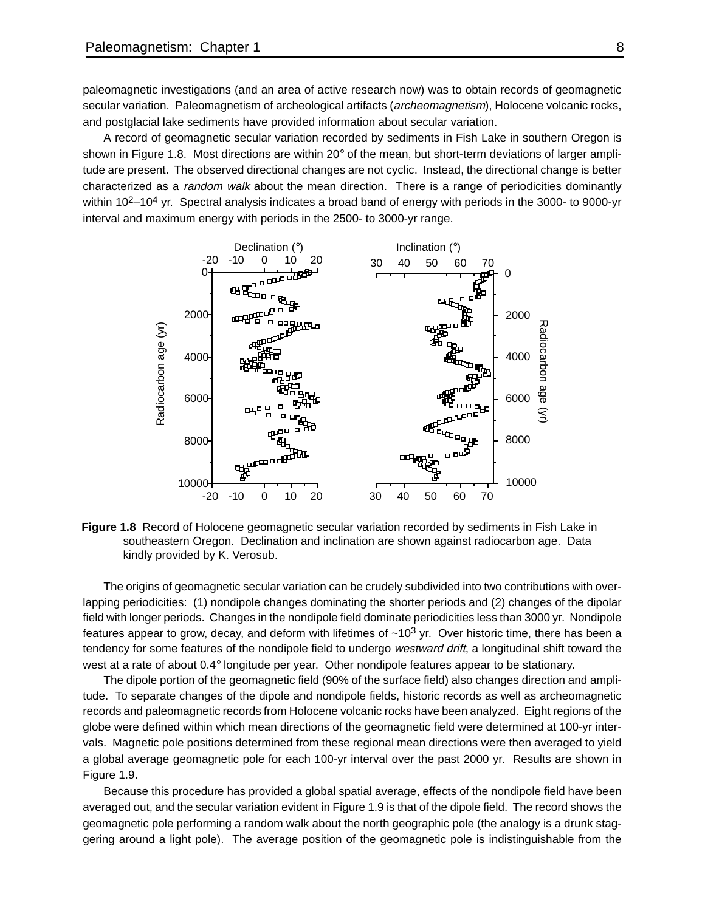paleomagnetic investigations (and an area of active research now) was to obtain records of geomagnetic secular variation. Paleomagnetism of archeological artifacts (*archeomagnetism*), Holocene volcanic rocks, and postglacial lake sediments have provided information about secular variation.

A record of geomagnetic secular variation recorded by sediments in Fish Lake in southern Oregon is shown in Figure 1.8. Most directions are within 20° of the mean, but short-term deviations of larger amplitude are present. The observed directional changes are not cyclic. Instead, the directional change is better characterized as a *random walk* about the mean direction. There is a range of periodicities dominantly within $10^2$–$10^4$ yr. Spectral analysis indicates a broad band of energy with periods in the 3000- to 9000-yr interval and maximum energy with periods in the 2500- to 3000-yr range.

**Figure 1.8** Record of Holocene geomagnetic secular variation recorded by sediments in Fish Lake in southeastern Oregon. Declination and inclination are shown against radiocarbon age. Data kindly provided by K. Verosub.

The origins of geomagnetic secular variation can be crudely subdivided into two contributions with overlapping periodicities: (1) nondipole changes dominating the shorter periods and (2) changes of the dipolar field with longer periods. Changes in the nondipole field dominate periodicities less than 3000 yr. Nondipole features appear to grow, decay, and deform with lifetimes of ~$10^3$ yr. Over historic time, there has been a tendency for some features of the nondipole field to undergo *westward drift*, a longitudinal shift toward the west at a rate of about 0.4° longitude per year. Other nondipole features appear to be stationary.

The dipole portion of the geomagnetic field (90% of the surface field) also changes direction and amplitude. To separate changes of the dipole and nondipole fields, historic records as well as archeomagnetic records and paleomagnetic records from Holocene volcanic rocks have been analyzed. Eight regions of the globe were defined within which mean directions of the geomagnetic field were determined at 100-yr intervals. Magnetic pole positions determined from these regional mean directions were then averaged to yield a global average geomagnetic pole for each 100-yr interval over the past 2000 yr. Results are shown in Figure 1.9.

Because this procedure has provided a global spatial average, effects of the nondipole field have been averaged out, and the secular variation evident in Figure 1.9 is that of the dipole field. The record shows the geomagnetic pole performing a random walk about the north geographic pole (the analogy is a drunk staggering around a light pole). The average position of the geomagnetic pole is indistinguishable from the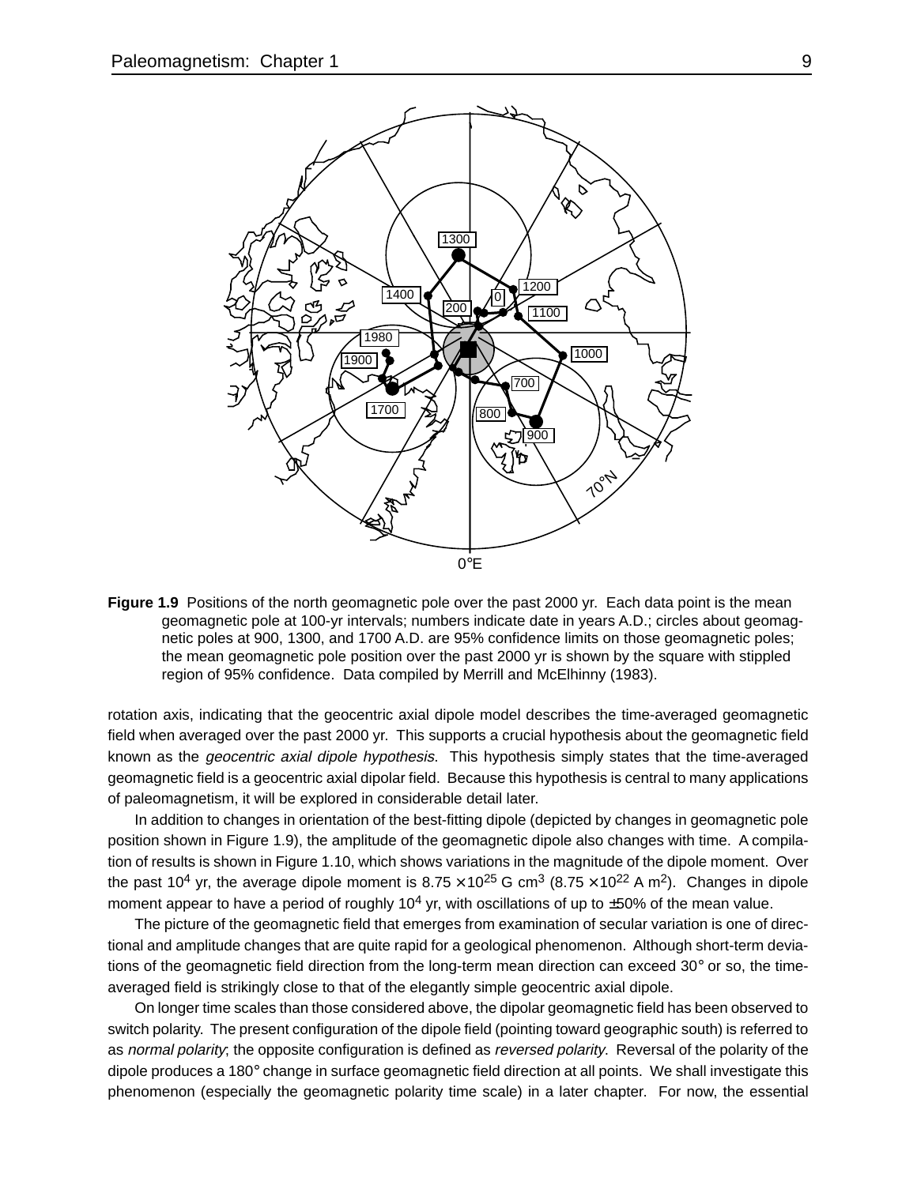**Figure 1.9** Positions of the north geomagnetic pole over the past 2000 yr. Each data point is the mean geomagnetic pole at 100-yr intervals; numbers indicate date in years A.D.; circles about geomagnetic poles at 900, 1300, and 1700 A.D. are 95% confidence limits on those geomagnetic poles; the mean geomagnetic pole position over the past 2000 yr is shown by the square with stippled region of 95% confidence. Data compiled by Merrill and McElhinny (1983).

rotation axis, indicating that the geocentric axial dipole model describes the time-averaged geomagnetic field when averaged over the past 2000 yr. This supports a crucial hypothesis about the geomagnetic field known as the *geocentric axial dipole hypothesis*. This hypothesis simply states that the time-averaged geomagnetic field is a geocentric axial dipolar field. Because this hypothesis is central to many applications of paleomagnetism, it will be explored in considerable detail later.

In addition to changes in orientation of the best-fitting dipole (depicted by changes in geomagnetic pole position shown in Figure 1.9), the amplitude of the geomagnetic dipole also changes with time. A compilation of results is shown in Figure 1.10, which shows variations in the magnitude of the dipole moment. Over the past $10^4$ yr, the average dipole moment is $8.75 \times 10^{25}$ G cm$^3$ ($8.75 \times 10^{22}$ A m$^2$). Changes in dipole moment appear to have a period of roughly $10^4$ yr, with oscillations of up to ±50% of the mean value.

The picture of the geomagnetic field that emerges from examination of secular variation is one of directional and amplitude changes that are quite rapid for a geological phenomenon. Although short-term deviations of the geomagnetic field direction from the long-term mean direction can exceed 30° or so, the time-averaged field is strikingly close to that of the elegantly simple geocentric axial dipole.

On longer time scales than those considered above, the dipolar geomagnetic field has been observed to switch polarity. The present configuration of the dipole field (pointing toward geographic south) is referred to as *normal polarity*; the opposite configuration is defined as *reversed polarity*. Reversal of the polarity of the dipole produces a 180° change in surface geomagnetic field direction at all points. We shall investigate this phenomenon (especially the geomagnetic polarity time scale) in a later chapter. For now, the essential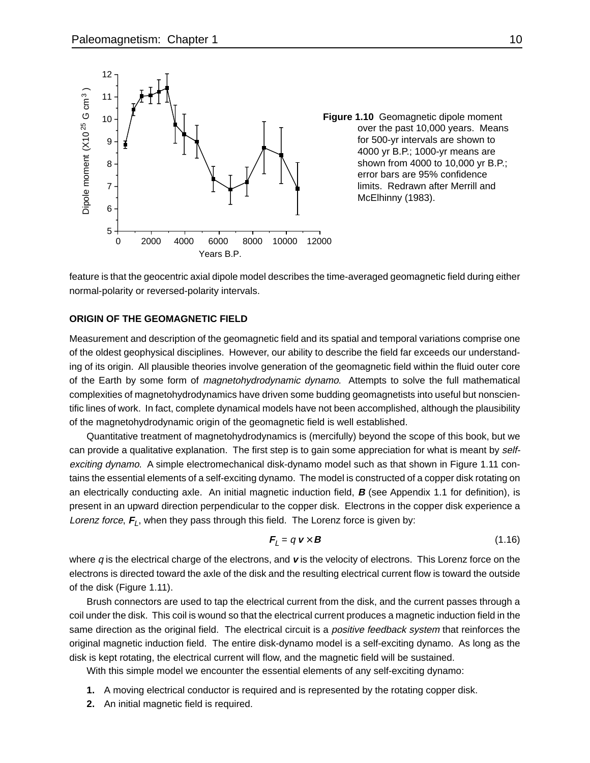**Figure 1.10** Geomagnetic dipole moment over the past 10,000 years. Means for 500-yr intervals are shown to 4000 yr B.P.; 1000-yr means are shown from 4000 to 10,000 yr B.P.; error bars are 95% confidence limits. Redrawn after Merrill and McElhinny (1983).

feature is that the geocentric axial dipole model describes the time-averaged geomagnetic field during either normal-polarity or reversed-polarity intervals.

## ORIGIN OF THE GEOMAGNETIC FIELD

Measurement and description of the geomagnetic field and its spatial and temporal variations comprise one of the oldest geophysical disciplines. However, our ability to describe the field far exceeds our understanding of its origin. All plausible theories involve generation of the geomagnetic field within the fluid outer core of the Earth by some form of *magnetohydrodynamic dynamo*. Attempts to solve the full mathematical complexities of magnetohydrodynamics have driven some budding geomagnetists into useful but nonscientific lines of work. In fact, complete dynamical models have not been accomplished, although the plausibility of the magnetohydrodynamic origin of the geomagnetic field is well established.

Quantitative treatment of magnetohydrodynamics is (mercifully) beyond the scope of this book, but we can provide a qualitative explanation. The first step is to gain some appreciation for what is meant by *self-exciting dynamo*. A simple electromechanical disk-dynamo model such as that shown in Figure 1.11 contains the essential elements of a self-exciting dynamo. The model is constructed of a copper disk rotating on an electrically conducting axle. An initial magnetic induction field, $\boldsymbol{B}$ (see Appendix 1.1 for definition), is present in an upward direction perpendicular to the copper disk. Electrons in the copper disk experience a *Lorenz force*, $\boldsymbol{F}_L$, when they pass through this field. The Lorenz force is given by:

$$\boldsymbol{F}_L = q\,\boldsymbol{v} \times \boldsymbol{B} \tag{1.16}$$

where $q$ is the electrical charge of the electrons, and $\boldsymbol{v}$ is the velocity of electrons. This Lorenz force on the electrons is directed toward the axle of the disk and the resulting electrical current flow is toward the outside of the disk (Figure 1.11).

Brush connectors are used to tap the electrical current from the disk, and the current passes through a coil under the disk. This coil is wound so that the electrical current produces a magnetic induction field in the same direction as the original field. The electrical circuit is a *positive feedback system* that reinforces the original magnetic induction field. The entire disk-dynamo model is a self-exciting dynamo. As long as the disk is kept rotating, the electrical current will flow, and the magnetic field will be sustained.

With this simple model we encounter the essential elements of any self-exciting dynamo:

1. A moving electrical conductor is required and is represented by the rotating copper disk.
2. An initial magnetic field is required.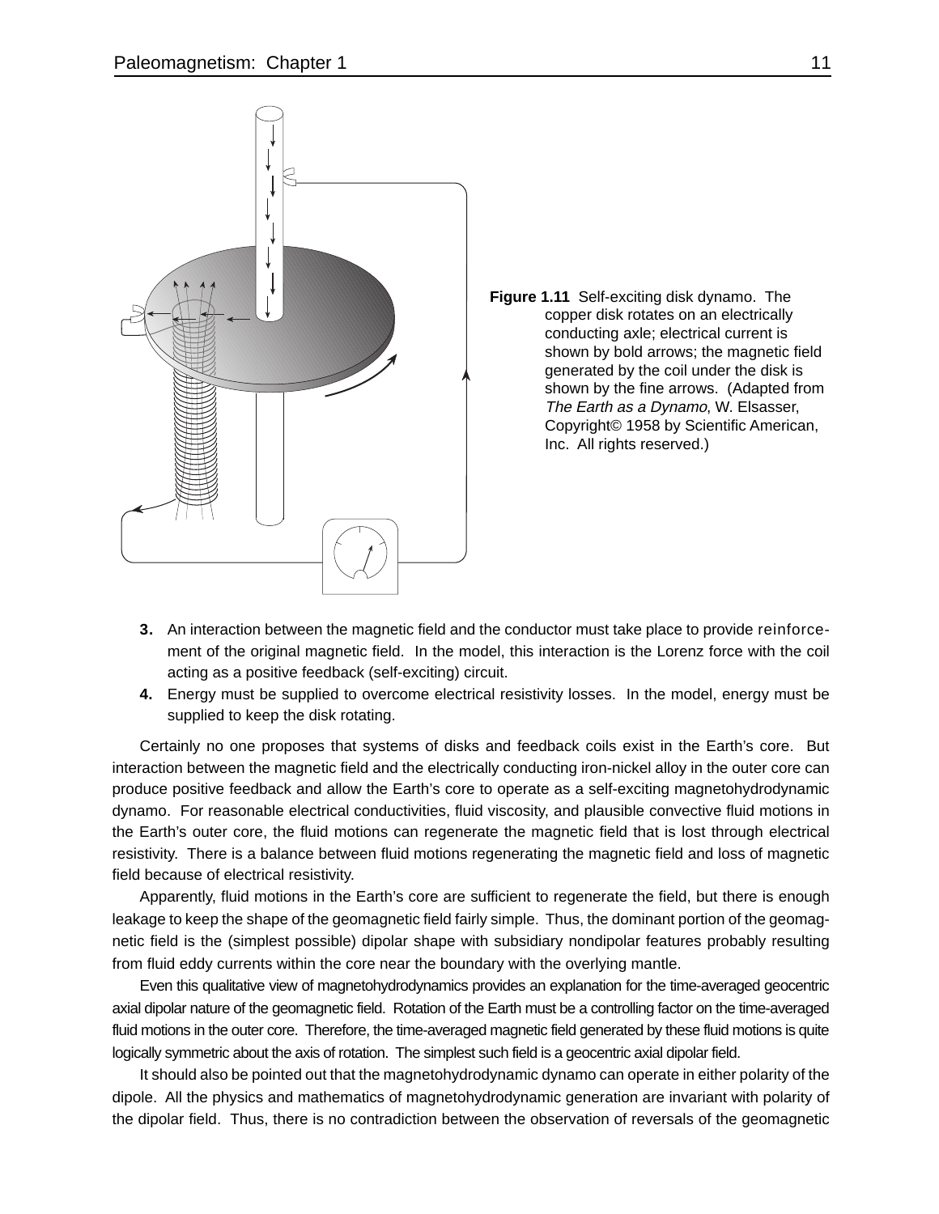**Figure 1.11** Self-exciting disk dynamo. The copper disk rotates on an electrically conducting axle; electrical current is shown by bold arrows; the magnetic field generated by the coil under the disk is shown by the fine arrows. (Adapted from *The Earth as a Dynamo*, W. Elsasser, Copyright© 1958 by Scientific American, Inc. All rights reserved.)

3. An interaction between the magnetic field and the conductor must take place to provide reinforcement of the original magnetic field. In the model, this interaction is the Lorenz force with the coil acting as a positive feedback (self-exciting) circuit.
4. Energy must be supplied to overcome electrical resistivity losses. In the model, energy must be supplied to keep the disk rotating.

Certainly no one proposes that systems of disks and feedback coils exist in the Earth's core. But interaction between the magnetic field and the electrically conducting iron-nickel alloy in the outer core can produce positive feedback and allow the Earth's core to operate as a self-exciting magnetohydrodynamic dynamo. For reasonable electrical conductivities, fluid viscosity, and plausible convective fluid motions in the Earth's outer core, the fluid motions can regenerate the magnetic field that is lost through electrical resistivity. There is a balance between fluid motions regenerating the magnetic field and loss of magnetic field because of electrical resistivity.

Apparently, fluid motions in the Earth's core are sufficient to regenerate the field, but there is enough leakage to keep the shape of the geomagnetic field fairly simple. Thus, the dominant portion of the geomagnetic field is the (simplest possible) dipolar shape with subsidiary nondipolar features probably resulting from fluid eddy currents within the core near the boundary with the overlying mantle.

Even this qualitative view of magnetohydrodynamics provides an explanation for the time-averaged geocentric axial dipolar nature of the geomagnetic field. Rotation of the Earth must be a controlling factor on the time-averaged fluid motions in the outer core. Therefore, the time-averaged magnetic field generated by these fluid motions is quite logically symmetric about the axis of rotation. The simplest such field is a geocentric axial dipolar field.

It should also be pointed out that the magnetohydrodynamic dynamo can operate in either polarity of the dipole. All the physics and mathematics of magnetohydrodynamic generation are invariant with polarity of the dipolar field. Thus, there is no contradiction between the observation of reversals of the geomagnetic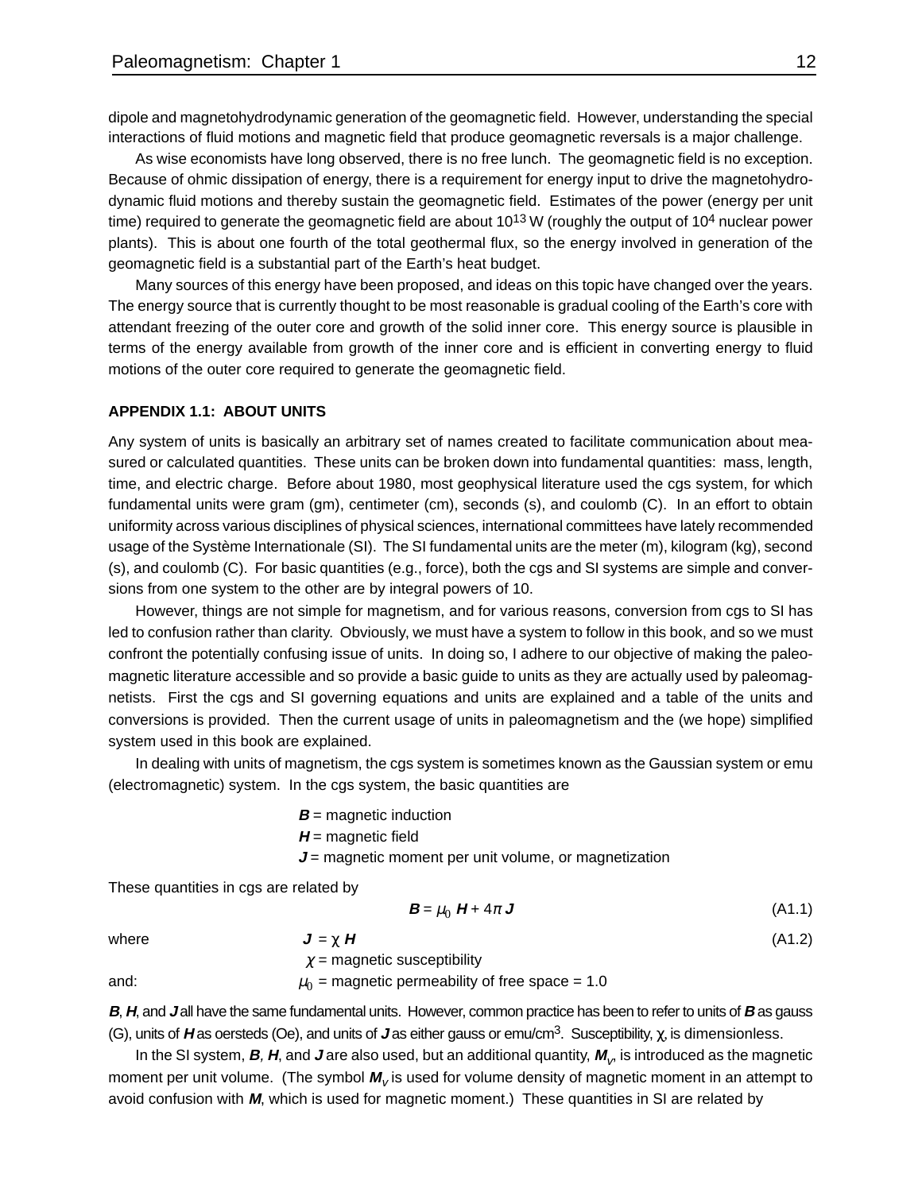dipole and magnetohydrodynamic generation of the geomagnetic field. However, understanding the special interactions of fluid motions and magnetic field that produce geomagnetic reversals is a major challenge.

As wise economists have long observed, there is no free lunch. The geomagnetic field is no exception. Because of ohmic dissipation of energy, there is a requirement for energy input to drive the magnetohydrodynamic fluid motions and thereby sustain the geomagnetic field. Estimates of the power (energy per unit time) required to generate the geomagnetic field are about $10^{13}$ W (roughly the output of $10^4$ nuclear power plants). This is about one fourth of the total geothermal flux, so the energy involved in generation of the geomagnetic field is a substantial part of the Earth's heat budget.

Many sources of this energy have been proposed, and ideas on this topic have changed over the years. The energy source that is currently thought to be most reasonable is gradual cooling of the Earth's core with attendant freezing of the outer core and growth of the solid inner core. This energy source is plausible in terms of the energy available from growth of the inner core and is efficient in converting energy to fluid motions of the outer core required to generate the geomagnetic field.

## APPENDIX 1.1: ABOUT UNITS

Any system of units is basically an arbitrary set of names created to facilitate communication about measured or calculated quantities. These units can be broken down into fundamental quantities: mass, length, time, and electric charge. Before about 1980, most geophysical literature used the cgs system, for which fundamental units were gram (gm), centimeter (cm), seconds (s), and coulomb (C). In an effort to obtain uniformity across various disciplines of physical sciences, international committees have lately recommended usage of the Système Internationale (SI). The SI fundamental units are the meter (m), kilogram (kg), second (s), and coulomb (C). For basic quantities (e.g., force), both the cgs and SI systems are simple and conversions from one system to the other are by integral powers of 10.

However, things are not simple for magnetism, and for various reasons, conversion from cgs to SI has led to confusion rather than clarity. Obviously, we must have a system to follow in this book, and so we must confront the potentially confusing issue of units. In doing so, I adhere to our objective of making the paleomagnetic literature accessible and so provide a basic guide to units as they are actually used by paleomagnetists. First the cgs and SI governing equations and units are explained and a table of the units and conversions is provided. Then the current usage of units in paleomagnetism and the (we hope) simplified system used in this book are explained.

In dealing with units of magnetism, the cgs system is sometimes known as the Gaussian system or emu (electromagnetic) system. In the cgs system, the basic quantities are

$\boldsymbol{B}$ = magnetic induction
$\boldsymbol{H}$ = magnetic field
$\boldsymbol{J}$ = magnetic moment per unit volume, or magnetization

These quantities in cgs are related by

$$\boldsymbol{B} = \mu_0 \, \boldsymbol{H} + 4\pi \, \boldsymbol{J} \tag{A1.1}$$

where

$$\boldsymbol{J} = \chi \, \boldsymbol{H} \tag{A1.2}$$

$\chi$ = magnetic susceptibility

and: $\mu_0$ = magnetic permeability of free space = 1.0

$\boldsymbol{B}$, $\boldsymbol{H}$, and $\boldsymbol{J}$ all have the same fundamental units. However, common practice has been to refer to units of $\boldsymbol{B}$ as gauss (G), units of $\boldsymbol{H}$ as oersteds (Oe), and units of $\boldsymbol{J}$ as either gauss or emu/cm$^3$. Susceptibility, $\chi$, is dimensionless.

In the SI system, $\boldsymbol{B}$, $\boldsymbol{H}$, and $\boldsymbol{J}$ are also used, but an additional quantity, $\boldsymbol{M}_V$, is introduced as the magnetic moment per unit volume. (The symbol $\boldsymbol{M}_V$ is used for volume density of magnetic moment in an attempt to avoid confusion with $\boldsymbol{M}$, which is used for magnetic moment.) These quantities in SI are related by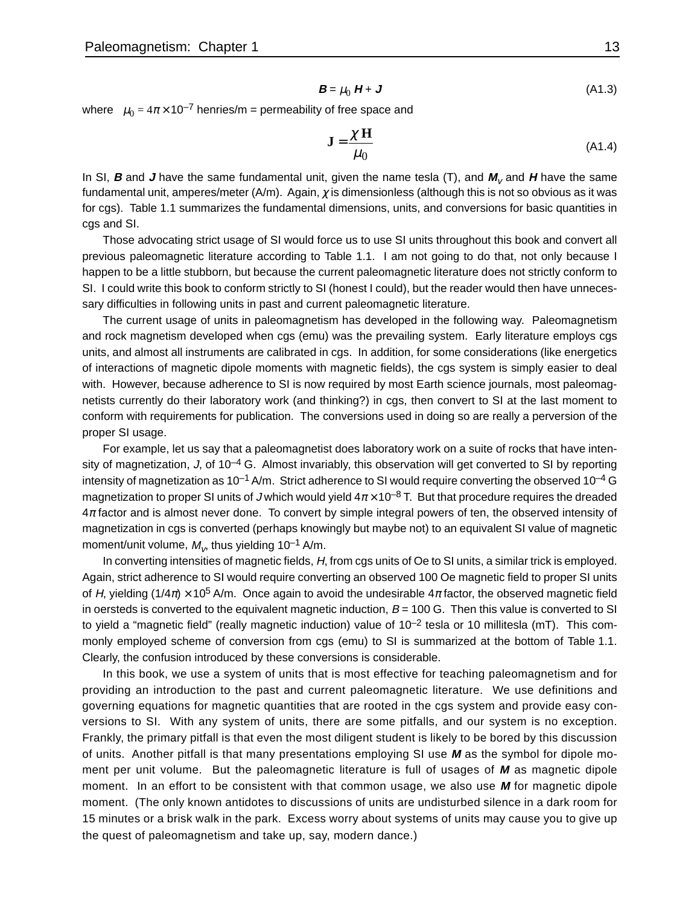$$\boldsymbol{B} = \mu_0 \, \boldsymbol{H} + \boldsymbol{J} \tag{A1.3}$$

where $\mu_0 = 4\pi \times 10^{-7}$ henries/m = permeability of free space and

$$\mathbf{J} = \frac{\chi \, \mathbf{H}}{\mu_0} \tag{A1.4}$$

In SI, $\boldsymbol{B}$ and $\boldsymbol{J}$ have the same fundamental unit, given the name tesla (T), and $\boldsymbol{M}_V$ and $\boldsymbol{H}$ have the same fundamental unit, amperes/meter (A/m). Again, $\chi$ is dimensionless (although this is not so obvious as it was for cgs). Table 1.1 summarizes the fundamental dimensions, units, and conversions for basic quantities in cgs and SI.

Those advocating strict usage of SI would force us to use SI units throughout this book and convert all previous paleomagnetic literature according to Table 1.1. I am not going to do that, not only because I happen to be a little stubborn, but because the current paleomagnetic literature does not strictly conform to SI. I could write this book to conform strictly to SI (honest I could), but the reader would then have unnecessary difficulties in following units in past and current paleomagnetic literature.

The current usage of units in paleomagnetism has developed in the following way. Paleomagnetism and rock magnetism developed when cgs (emu) was the prevailing system. Early literature employs cgs units, and almost all instruments are calibrated in cgs. In addition, for some considerations (like energetics of interactions of magnetic dipole moments with magnetic fields), the cgs system is simply easier to deal with. However, because adherence to SI is now required by most Earth science journals, most paleomagnetists currently do their laboratory work (and thinking?) in cgs, then convert to SI at the last moment to conform with requirements for publication. The conversions used in doing so are really a perversion of the proper SI usage.

For example, let us say that a paleomagnetist does laboratory work on a suite of rocks that have intensity of magnetization, $J$, of $10^{-4}$ G. Almost invariably, this observation will get converted to SI by reporting intensity of magnetization as $10^{-1}$ A/m. Strict adherence to SI would require converting the observed $10^{-4}$ G magnetization to proper SI units of $J$ which would yield $4\pi \times 10^{-8}$ T. But that procedure requires the dreaded $4\pi$ factor and is almost never done. To convert by simple integral powers of ten, the observed intensity of magnetization in cgs is converted (perhaps knowingly but maybe not) to an equivalent SI value of magnetic moment/unit volume, $M_V$, thus yielding $10^{-1}$ A/m.

In converting intensities of magnetic fields, $H$, from cgs units of Oe to SI units, a similar trick is employed. Again, strict adherence to SI would require converting an observed 100 Oe magnetic field to proper SI units of $H$, yielding $(1/4\pi) \times 10^5$ A/m. Once again to avoid the undesirable $4\pi$ factor, the observed magnetic field in oersteds is converted to the equivalent magnetic induction, $B = 100$ G. Then this value is converted to SI to yield a "magnetic field" (really magnetic induction) value of $10^{-2}$ tesla or 10 millitesla (mT). This commonly employed scheme of conversion from cgs (emu) to SI is summarized at the bottom of Table 1.1. Clearly, the confusion introduced by these conversions is considerable.

In this book, we use a system of units that is most effective for teaching paleomagnetism and for providing an introduction to the past and current paleomagnetic literature. We use definitions and governing equations for magnetic quantities that are rooted in the cgs system and provide easy conversions to SI. With any system of units, there are some pitfalls, and our system is no exception. Frankly, the primary pitfall is that even the most diligent student is likely to be bored by this discussion of units. Another pitfall is that many presentations employing SI use $\boldsymbol{M}$ as the symbol for dipole moment per unit volume. But the paleomagnetic literature is full of usages of $\boldsymbol{M}$ as magnetic dipole moment. In an effort to be consistent with that common usage, we also use $\boldsymbol{M}$ for magnetic dipole moment. (The only known antidotes to discussions of units are undisturbed silence in a dark room for 15 minutes or a brisk walk in the park. Excess worry about systems of units may cause you to give up the quest of paleomagnetism and take up, say, modern dance.)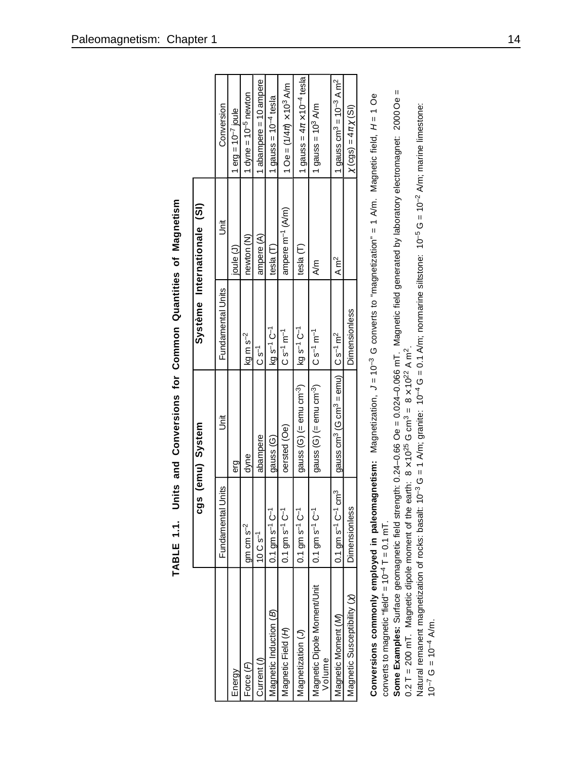**TABLE 1.1. Units and Conversions for Common Quantities of Magnetism**

| | cgs (emu) System | | Système Internationale (SI) | | |
|---|---|---|---|---|---|
| | Fundamental Units | Unit | Fundamental Units | Unit | Conversion |
| Energy | | erg | | joule (J) | 1 erg = $10^{-7}$ joule |
| Force ($F$) | gm cm $s^{-2}$ | dyne | kg m $s^{-2}$ | newton (N) | 1 dyne = $10^{-5}$ newton |
| Current ($I$) | 10 C $s^{-1}$ | abampere | C $s^{-1}$ | ampere (A) | 1 abampere = 10 ampere |
| Magnetic Induction ($B$) | 0.1 gm $s^{-1}$ $C^{-1}$ | gauss (G) | kg $s^{-1}$ $C^{-1}$ | tesla (T) | 1 gauss = $10^{-4}$ tesla |
| Magnetic Field ($H$) | 0.1 gm $s^{-1}$ $C^{-1}$ | oersted (Oe) | C $s^{-1}$ $m^{-1}$ | ampere $m^{-1}$ (A/m) | 1 Oe = $(1/4\pi) \times 10^3$ A/m |
| Magnetization ($J$) | 0.1 gm $s^{-1}$ $C^{-1}$ | gauss (G) (= emu $cm^{-3}$) | kg $s^{-1}$ $C^{-1}$ | tesla (T) | 1 gauss = $4\pi \times 10^{-4}$ tesla |
| Magnetic Dipole Moment/Unit Volume | 0.1 gm $s^{-1}$ $C^{-1}$ | gauss (G) (= emu $cm^{-3}$) | C $s^{-1}$ $m^{-1}$ | A/m | 1 gauss = $10^3$ A/m |
| Magnetic Moment ($M$) | 0.1 gm $s^{-1}$ $C^{-1}$ $cm^3$ | gauss $cm^3$ (G $cm^3$ = emu) | C $s^{-1}$ $m^2$ | A $m^2$ | 1 gauss $cm^3$ = $10^{-3}$ A $m^2$ |
| Magnetic Susceptibility ($\chi$) | Dimensionless | | Dimensionless | | $\chi$ (cgs) = $4\pi\chi$ (SI) |

**Conversions commonly employed in paleomagnetism:** Magnetization, $J = 10^{-3}$ G converts to "magnetization" = 1 A/m. Magnetic field, $H$ = 1 Oe converts to magnetic "field" = $10^{-4}$ T = 0.1 mT.

**Some Examples:** Surface geomagnetic field strength: 0.24–0.66 Oe = 0.024–0.066 mT. Magnetic field generated by laboratory electromagnet: 2000 Oe = 0.2 T = 200 mT. Magnetic dipole moment of the earth: $8 \times 10^{25}$ G $cm^3$ = $8 \times 10^{22}$ A $m^2$.

Natural remanent magnetization of rocks: basalt: $10^{-3}$ G = 1 A/m; granite: $10^{-4}$ G = 0.1 A/m; nonmarine siltstone: $10^{-5}$ G = $10^{-2}$ A/m; marine limestone: $10^{-7}$ G = $10^{-4}$ A/m.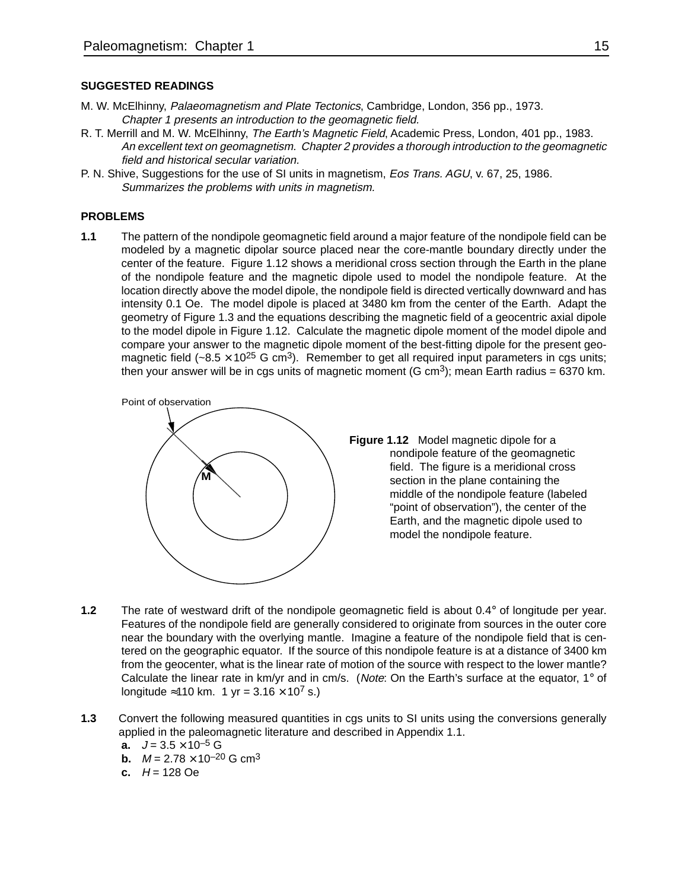## SUGGESTED READINGS

M. W. McElhinny, *Palaeomagnetism and Plate Tectonics*, Cambridge, London, 356 pp., 1973.
*Chapter 1 presents an introduction to the geomagnetic field.*

R. T. Merrill and M. W. McElhinny, *The Earth's Magnetic Field*, Academic Press, London, 401 pp., 1983.
*An excellent text on geomagnetism. Chapter 2 provides a thorough introduction to the geomagnetic field and historical secular variation.*

P. N. Shive, Suggestions for the use of SI units in magnetism, *Eos Trans. AGU*, v. 67, 25, 1986.
*Summarizes the problems with units in magnetism.*

## PROBLEMS

**1.1** The pattern of the nondipole geomagnetic field around a major feature of the nondipole field can be modeled by a magnetic dipolar source placed near the core-mantle boundary directly under the center of the feature. Figure 1.12 shows a meridional cross section through the Earth in the plane of the nondipole feature and the magnetic dipole used to model the nondipole feature. At the location directly above the model dipole, the nondipole field is directed vertically downward and has intensity 0.1 Oe. The model dipole is placed at 3480 km from the center of the Earth. Adapt the geometry of Figure 1.3 and the equations describing the magnetic field of a geocentric axial dipole to the model dipole in Figure 1.12. Calculate the magnetic dipole moment of the model dipole and compare your answer to the magnetic dipole moment of the best-fitting dipole for the present geomagnetic field (~$8.5 \times 10^{25}$ G cm$^3$). Remember to get all required input parameters in cgs units; then your answer will be in cgs units of magnetic moment (G cm$^3$); mean Earth radius = 6370 km.

Point of observation

M

**Figure 1.12** Model magnetic dipole for a nondipole feature of the geomagnetic field. The figure is a meridional cross section in the plane containing the middle of the nondipole feature (labeled "point of observation"), the center of the Earth, and the magnetic dipole used to model the nondipole feature.

**1.2** The rate of westward drift of the nondipole geomagnetic field is about 0.4° of longitude per year. Features of the nondipole field are generally considered to originate from sources in the outer core near the boundary with the overlying mantle. Imagine a feature of the nondipole field that is centered on the geographic equator. If the source of this nondipole feature is at a distance of 3400 km from the geocenter, what is the linear rate of motion of the source with respect to the lower mantle? Calculate the linear rate in km/yr and in cm/s. (*Note*: On the Earth's surface at the equator, 1° of longitude ≈110 km. 1 yr = $3.16 \times 10^7$ s.)

**1.3** Convert the following measured quantities in cgs units to SI units using the conversions generally applied in the paleomagnetic literature and described in Appendix 1.1.

**a.** $J = 3.5 \times 10^{-5}$ G
**b.** $M = 2.78 \times 10^{-20}$ G cm$^3$
**c.** $H = 128$ Oe